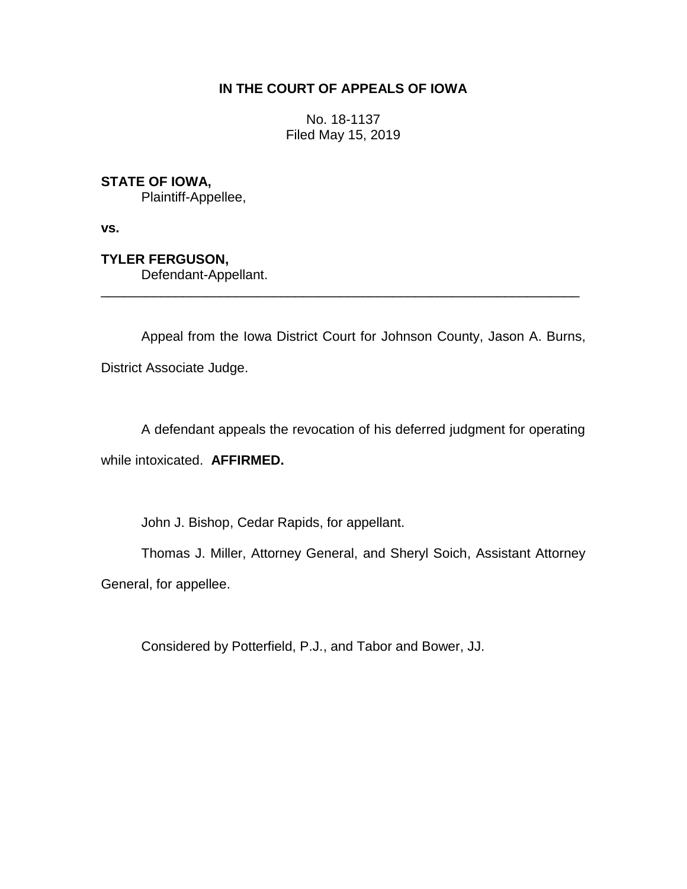**IN THE COURT OF APPEALS OF IOWA**

No. 18-1137
Filed May 15, 2019

**STATE OF IOWA,**
Plaintiff-Appellee,

**vs.**

**TYLER FERGUSON,**
Defendant-Appellant.

---

Appeal from the Iowa District Court for Johnson County, Jason A. Burns, District Associate Judge.

A defendant appeals the revocation of his deferred judgment for operating while intoxicated. **AFFIRMED.**

John J. Bishop, Cedar Rapids, for appellant.

Thomas J. Miller, Attorney General, and Sheryl Soich, Assistant Attorney General, for appellee.

Considered by Potterfield, P.J., and Tabor and Bower, JJ.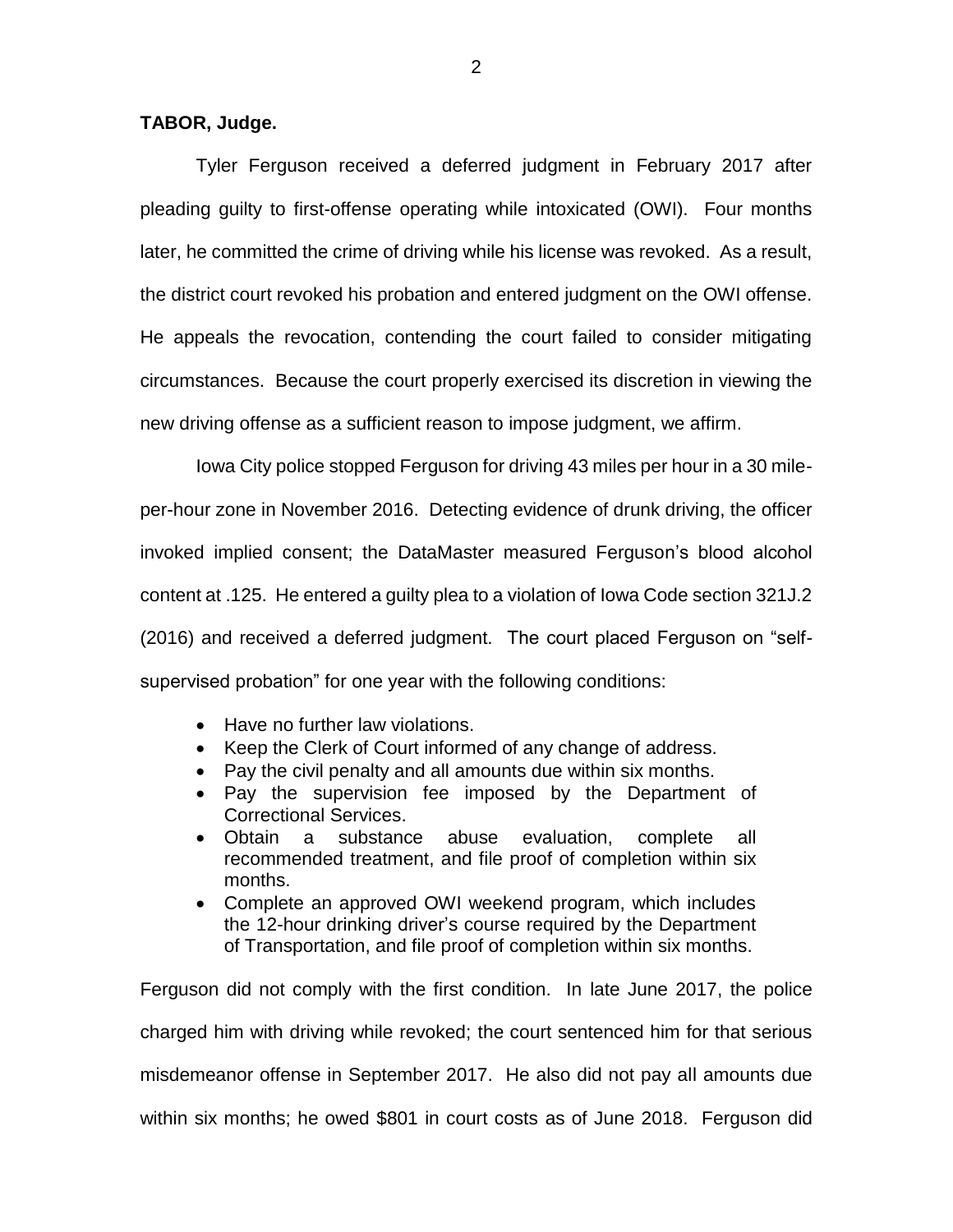**TABOR, Judge.**

Tyler Ferguson received a deferred judgment in February 2017 after pleading guilty to first-offense operating while intoxicated (OWI). Four months later, he committed the crime of driving while his license was revoked. As a result, the district court revoked his probation and entered judgment on the OWI offense. He appeals the revocation, contending the court failed to consider mitigating circumstances. Because the court properly exercised its discretion in viewing the new driving offense as a sufficient reason to impose judgment, we affirm.

Iowa City police stopped Ferguson for driving 43 miles per hour in a 30 mile-per-hour zone in November 2016. Detecting evidence of drunk driving, the officer invoked implied consent; the DataMaster measured Ferguson's blood alcohol content at .125. He entered a guilty plea to a violation of Iowa Code section 321J.2 (2016) and received a deferred judgment. The court placed Ferguson on "self-supervised probation" for one year with the following conditions:

- Have no further law violations.
- Keep the Clerk of Court informed of any change of address.
- Pay the civil penalty and all amounts due within six months.
- Pay the supervision fee imposed by the Department of Correctional Services.
- Obtain a substance abuse evaluation, complete all recommended treatment, and file proof of completion within six months.
- Complete an approved OWI weekend program, which includes the 12-hour drinking driver's course required by the Department of Transportation, and file proof of completion within six months.

Ferguson did not comply with the first condition. In late June 2017, the police charged him with driving while revoked; the court sentenced him for that serious misdemeanor offense in September 2017. He also did not pay all amounts due within six months; he owed $801 in court costs as of June 2018. Ferguson did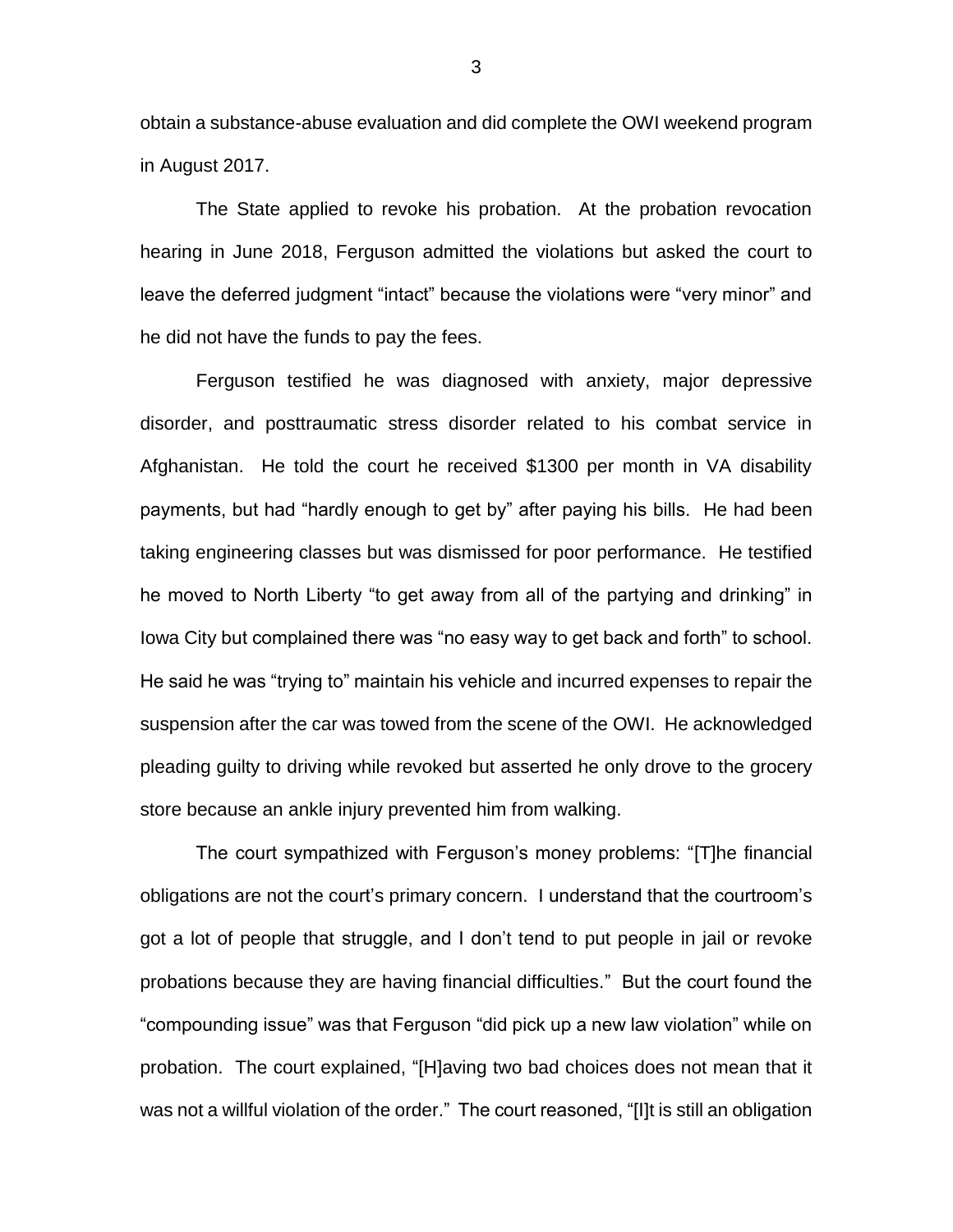obtain a substance-abuse evaluation and did complete the OWI weekend program in August 2017.

The State applied to revoke his probation. At the probation revocation hearing in June 2018, Ferguson admitted the violations but asked the court to leave the deferred judgment "intact" because the violations were "very minor" and he did not have the funds to pay the fees.

Ferguson testified he was diagnosed with anxiety, major depressive disorder, and posttraumatic stress disorder related to his combat service in Afghanistan. He told the court he received $1300 per month in VA disability payments, but had "hardly enough to get by" after paying his bills. He had been taking engineering classes but was dismissed for poor performance. He testified he moved to North Liberty "to get away from all of the partying and drinking" in Iowa City but complained there was "no easy way to get back and forth" to school. He said he was "trying to" maintain his vehicle and incurred expenses to repair the suspension after the car was towed from the scene of the OWI. He acknowledged pleading guilty to driving while revoked but asserted he only drove to the grocery store because an ankle injury prevented him from walking.

The court sympathized with Ferguson's money problems: "[T]he financial obligations are not the court's primary concern. I understand that the courtroom's got a lot of people that struggle, and I don't tend to put people in jail or revoke probations because they are having financial difficulties." But the court found the "compounding issue" was that Ferguson "did pick up a new law violation" while on probation. The court explained, "[H]aving two bad choices does not mean that it was not a willful violation of the order." The court reasoned, "[I]t is still an obligation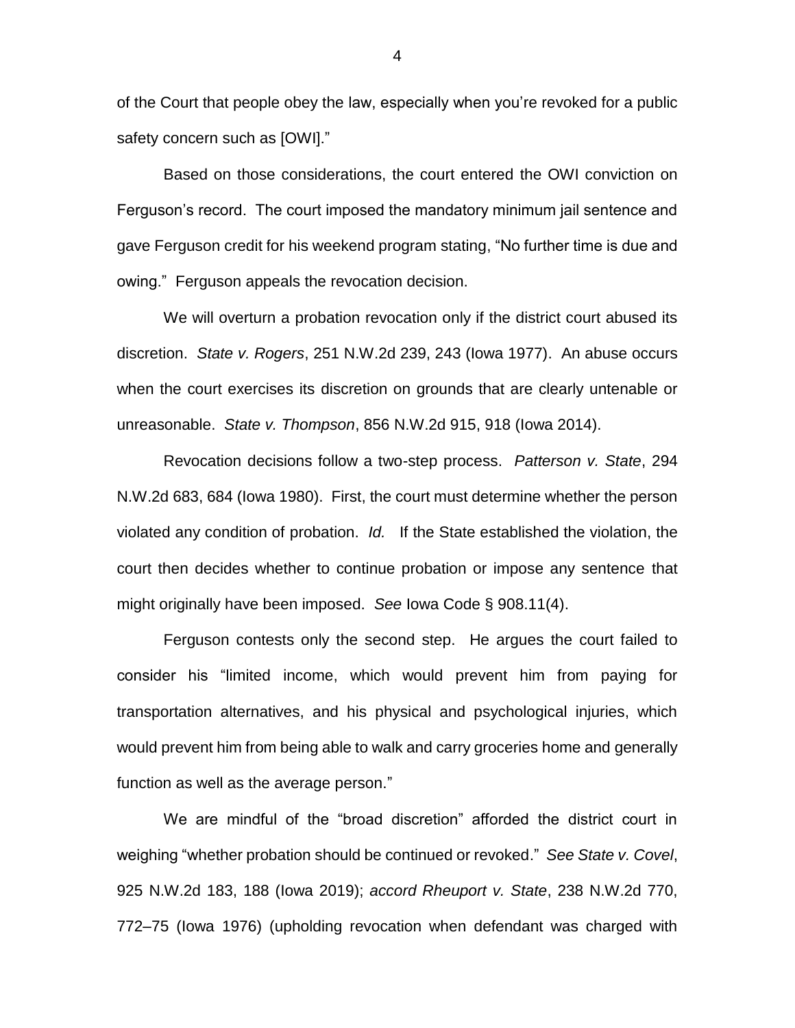of the Court that people obey the law, especially when you're revoked for a public safety concern such as [OWI]."

Based on those considerations, the court entered the OWI conviction on Ferguson's record. The court imposed the mandatory minimum jail sentence and gave Ferguson credit for his weekend program stating, "No further time is due and owing." Ferguson appeals the revocation decision.

We will overturn a probation revocation only if the district court abused its discretion. *State v. Rogers*, 251 N.W.2d 239, 243 (Iowa 1977). An abuse occurs when the court exercises its discretion on grounds that are clearly untenable or unreasonable. *State v. Thompson*, 856 N.W.2d 915, 918 (Iowa 2014).

Revocation decisions follow a two-step process. *Patterson v. State*, 294 N.W.2d 683, 684 (Iowa 1980). First, the court must determine whether the person violated any condition of probation. *Id.* If the State established the violation, the court then decides whether to continue probation or impose any sentence that might originally have been imposed. *See* Iowa Code § 908.11(4).

Ferguson contests only the second step. He argues the court failed to consider his "limited income, which would prevent him from paying for transportation alternatives, and his physical and psychological injuries, which would prevent him from being able to walk and carry groceries home and generally function as well as the average person."

We are mindful of the "broad discretion" afforded the district court in weighing "whether probation should be continued or revoked." *See State v. Covel*, 925 N.W.2d 183, 188 (Iowa 2019); *accord Rheuport v. State*, 238 N.W.2d 770, 772–75 (Iowa 1976) (upholding revocation when defendant was charged with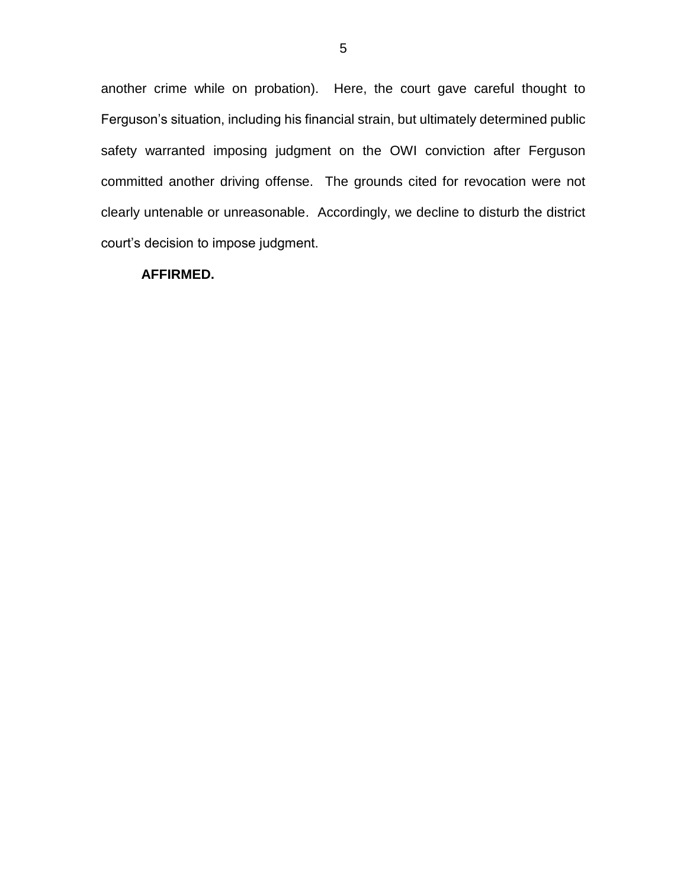another crime while on probation). Here, the court gave careful thought to Ferguson's situation, including his financial strain, but ultimately determined public safety warranted imposing judgment on the OWI conviction after Ferguson committed another driving offense. The grounds cited for revocation were not clearly untenable or unreasonable. Accordingly, we decline to disturb the district court's decision to impose judgment.

**AFFIRMED.**